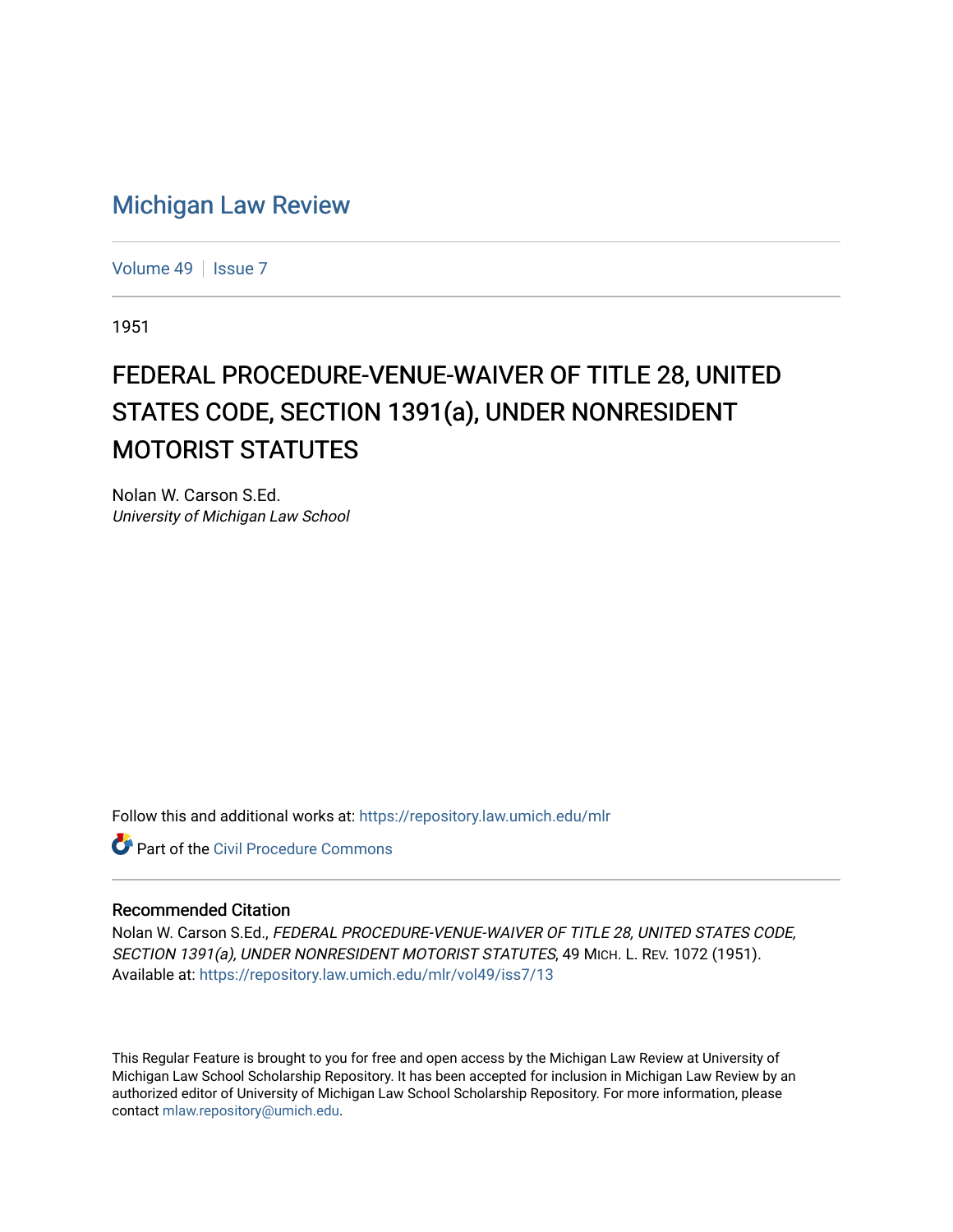# Michigan Law Review

Volume 49 | Issue 7

1951

## FEDERAL PROCEDURE-VENUE-WAIVER OF TITLE 28, UNITED STATES CODE, SECTION 1391(a), UNDER NONRESIDENT MOTORIST STATUTES

Nolan W. Carson S.Ed.
*University of Michigan Law School*

Follow this and additional works at: https://repository.law.umich.edu/mlr

Part of the Civil Procedure Commons

### Recommended Citation

Nolan W. Carson S.Ed., *FEDERAL PROCEDURE-VENUE-WAIVER OF TITLE 28, UNITED STATES CODE, SECTION 1391(a), UNDER NONRESIDENT MOTORIST STATUTES*, 49 MICH. L. REV. 1072 (1951).
Available at: https://repository.law.umich.edu/mlr/vol49/iss7/13

This Regular Feature is brought to you for free and open access by the Michigan Law Review at University of Michigan Law School Scholarship Repository. It has been accepted for inclusion in Michigan Law Review by an authorized editor of University of Michigan Law School Scholarship Repository. For more information, please contact mlaw.repository@umich.edu.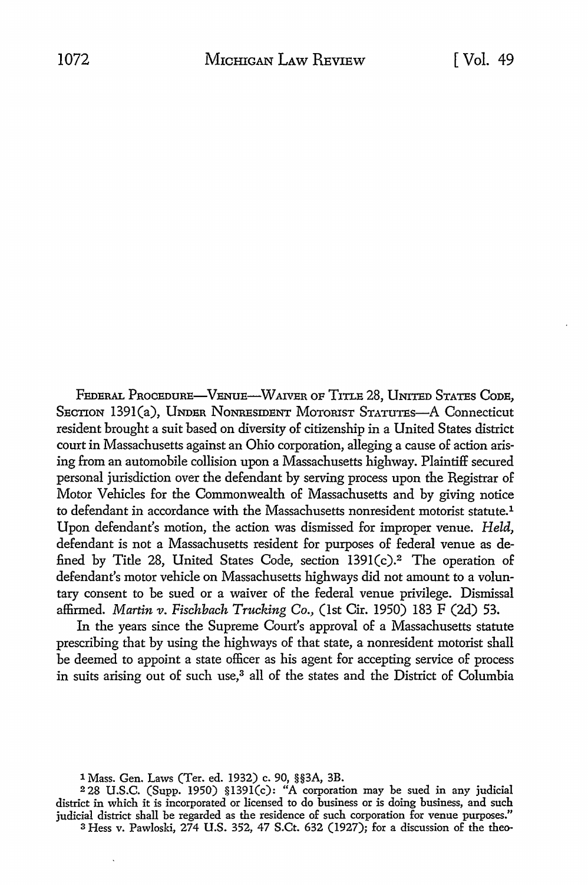FEDERAL PROCEDURE—VENUE—WAIVER OF TITLE 28, UNITED STATES CODE, SECTION 1391(a), UNDER NONRESIDENT MOTORIST STATUTES—A Connecticut resident brought a suit based on diversity of citizenship in a United States district court in Massachusetts against an Ohio corporation, alleging a cause of action arising from an automobile collision upon a Massachusetts highway. Plaintiff secured personal jurisdiction over the defendant by serving process upon the Registrar of Motor Vehicles for the Commonwealth of Massachusetts and by giving notice to defendant in accordance with the Massachusetts nonresident motorist statute.[1] Upon defendant's motion, the action was dismissed for improper venue. *Held,* defendant is not a Massachusetts resident for purposes of federal venue as defined by Title 28, United States Code, section 1391(c).[2] The operation of defendant's motor vehicle on Massachusetts highways did not amount to a voluntary consent to be sued or a waiver of the federal venue privilege. Dismissal affirmed. *Martin v. Fischbach Trucking Co.,* (1st Cir. 1950) 183 F (2d) 53.

In the years since the Supreme Court's approval of a Massachusetts statute prescribing that by using the highways of that state, a nonresident motorist shall be deemed to appoint a state officer as his agent for accepting service of process in suits arising out of such use,[3] all of the states and the District of Columbia

---

[1] Mass. Gen. Laws (Ter. ed. 1932) c. 90, §§3A, 3B.

[2] 28 U.S.C. (Supp. 1950) §1391(c): "A corporation may be sued in any judicial district in which it is incorporated or licensed to do business or is doing business, and such judicial district shall be regarded as the residence of such corporation for venue purposes."

[3] Hess v. Pawloski, 274 U.S. 352, 47 S.Ct. 632 (1927); for a discussion of the theo-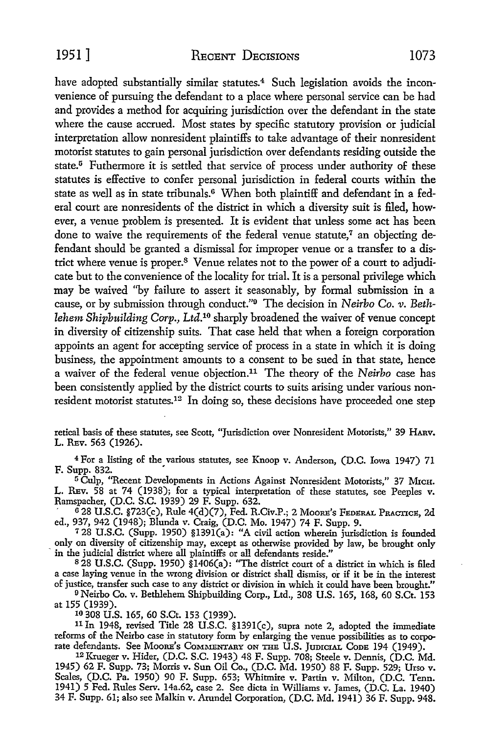have adopted substantially similar statutes.[4] Such legislation avoids the inconvenience of pursuing the defendant to a place where personal service can be had and provides a method for acquiring jurisdiction over the defendant in the state where the cause accrued. Most states by specific statutory provision or judicial interpretation allow nonresident plaintiffs to take advantage of their nonresident motorist statutes to gain personal jurisdiction over defendants residing outside the state.[5] Futhermore it is settled that service of process under authority of these statutes is effective to confer personal jurisdiction in federal courts within the state as well as in state tribunals.[6] When both plaintiff and defendant in a federal court are nonresidents of the district in which a diversity suit is filed, however, a venue problem is presented. It is evident that unless some act has been done to waive the requirements of the federal venue statute,[7] an objecting defendant should be granted a dismissal for improper venue or a transfer to a district where venue is proper.[8] Venue relates not to the power of a court to adjudicate but to the convenience of the locality for trial. It is a personal privilege which may be waived "by failure to assert it seasonably, by formal submission in a cause, or by submission through conduct."[9] The decision in *Neirbo Co. v. Bethlehem Shipbuilding Corp., Ltd.*[10] sharply broadened the waiver of venue concept in diversity of citizenship suits. That case held that when a foreign corporation appoints an agent for accepting service of process in a state in which it is doing business, the appointment amounts to a consent to be sued in that state, hence a waiver of the federal venue objection.[11] The theory of the *Neirbo* case has been consistently applied by the district courts to suits arising under various nonresident motorist statutes.[12] In doing so, these decisions have proceeded one step

retical basis of these statutes, see Scott, "Jurisdiction over Nonresident Motorists," 39 HARV. L. REV. 563 (1926).

[4] For a listing of the various statutes, see Knoop v. Anderson, (D.C. Iowa 1947) 71 F. Supp. 832.

[5] Culp, "Recent Developments in Actions Against Nonresident Motorists," 37 MICH. L. REV. 58 at 74 (1938); for a typical interpretation of these statutes, see Peeples v. Ramspacher, (D.C. S.C. 1939) 29 F. Supp. 632.

[6] 28 U.S.C. §723(c), Rule 4(d)(7), Fed. R.Civ.P.; 2 MOORE'S FEDERAL PRACTICE, 2d ed., 937, 942 (1948); Blunda v. Craig, (D.C. Mo. 1947) 74 F. Supp. 9.

[7] 28 U.S.C. (Supp. 1950) §1391(a): "A civil action wherein jurisdiction is founded only on diversity of citizenship may, except as otherwise provided by law, be brought only in the judicial district where all plaintiffs or all defendants reside."

[8] 28 U.S.C. (Supp. 1950) §1406(a): "The district court of a district in which is filed a case laying venue in the wrong division or district shall dismiss, or if it be in the interest of justice, transfer such case to any district or division in which it could have been brought."

[9] Neirbo Co. v. Bethlehem Shipbuilding Corp., Ltd., 308 U.S. 165, 168, 60 S.Ct. 153 at 155 (1939).

[10] 308 U.S. 165, 60 S.Ct. 153 (1939).

[11] In 1948, revised Title 28 U.S.C. §1391(c), supra note 2, adopted the immediate reforms of the Neirbo case in statutory form by enlarging the venue possibilities as to corporate defendants. See MOORE'S COMMENTARY ON THE U.S. JUDICIAL CODE 194 (1949).

[12] Krueger v. Hider, (D.C. S.C. 1943) 48 F. Supp. 708; Steele v. Dennis, (D.C. Md. 1945) 62 F. Supp. 73; Morris v. Sun Oil Co., (D.C. Md. 1950) 88 F. Supp. 529; Urso v. Scales, (D.C. Pa. 1950) 90 F. Supp. 653; Whitmire v. Partin v. Milton, (D.C. Tenn. 1941) 5 Fed. Rules Serv. 14a.62, case 2. See dicta in Williams v. James, (D.C. La. 1940) 34 F. Supp. 61; also see Malkin v. Arundel Corporation, (D.C. Md. 1941) 36 F. Supp. 948.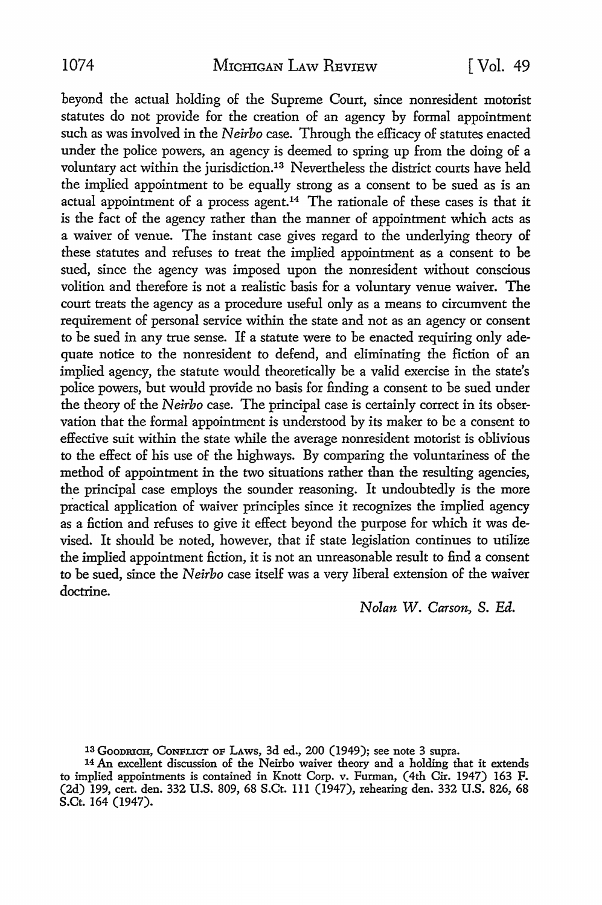beyond the actual holding of the Supreme Court, since nonresident motorist statutes do not provide for the creation of an agency by formal appointment such as was involved in the *Neirbo* case. Through the efficacy of statutes enacted under the police powers, an agency is deemed to spring up from the doing of a voluntary act within the jurisdiction.[13] Nevertheless the district courts have held the implied appointment to be equally strong as a consent to be sued as is an actual appointment of a process agent.[14] The rationale of these cases is that it is the fact of the agency rather than the manner of appointment which acts as a waiver of venue. The instant case gives regard to the underlying theory of these statutes and refuses to treat the implied appointment as a consent to be sued, since the agency was imposed upon the nonresident without conscious volition and therefore is not a realistic basis for a voluntary venue waiver. The court treats the agency as a procedure useful only as a means to circumvent the requirement of personal service within the state and not as an agency or consent to be sued in any true sense. If a statute were to be enacted requiring only adequate notice to the nonresident to defend, and eliminating the fiction of an implied agency, the statute would theoretically be a valid exercise in the state's police powers, but would provide no basis for finding a consent to be sued under the theory of the *Neirbo* case. The principal case is certainly correct in its observation that the formal appointment is understood by its maker to be a consent to effective suit within the state while the average nonresident motorist is oblivious to the effect of his use of the highways. By comparing the voluntariness of the method of appointment in the two situations rather than the resulting agencies, the principal case employs the sounder reasoning. It undoubtedly is the more practical application of waiver principles since it recognizes the implied agency as a fiction and refuses to give it effect beyond the purpose for which it was devised. It should be noted, however, that if state legislation continues to utilize the implied appointment fiction, it is not an unreasonable result to find a consent to be sued, since the *Neirbo* case itself was a very liberal extension of the waiver doctrine.

*Nolan W. Carson, S. Ed.*

---

[13] GOODRICH, CONFLICT OF LAWS, 3d ed., 200 (1949); see note 3 supra.

[14] An excellent discussion of the Neirbo waiver theory and a holding that it extends to implied appointments is contained in Knott Corp. v. Furman, (4th Cir. 1947) 163 F. (2d) 199, cert. den. 332 U.S. 809, 68 S.Ct. 111 (1947), rehearing den. 332 U.S. 826, 68 S.Ct. 164 (1947).